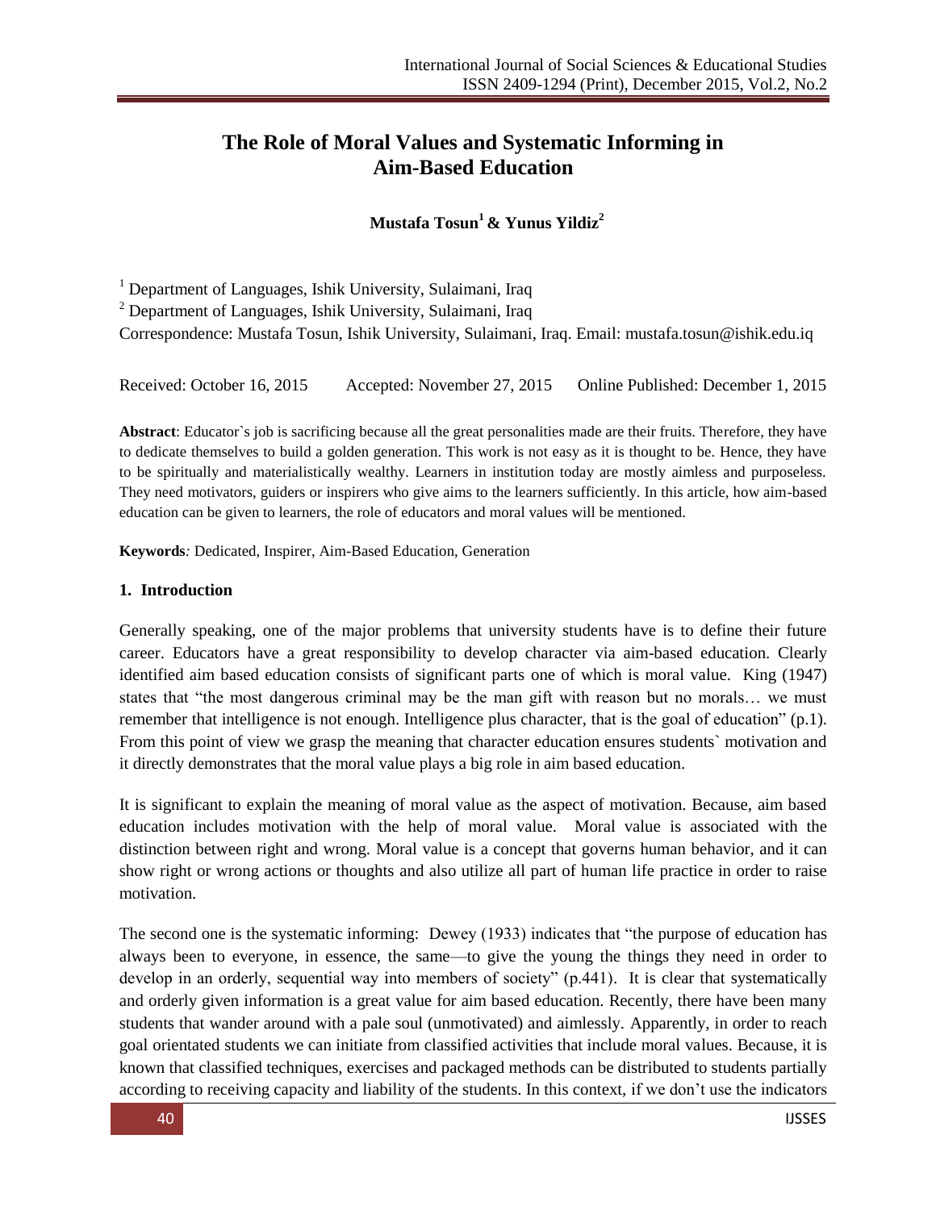# The Role of Moral Values and Systematic Informing in Aim-Based Education

**Mustafa Tosun[1] & Yunus Yildiz[2]**

[1] Department of Languages, Ishik University, Sulaimani, Iraq

[2] Department of Languages, Ishik University, Sulaimani, Iraq

Correspondence: Mustafa Tosun, Ishik University, Sulaimani, Iraq. Email: mustafa.tosun@ishik.edu.iq

Received: October 16, 2015 Accepted: November 27, 2015 Online Published: December 1, 2015

**Abstract**: Educator`s job is sacrificing because all the great personalities made are their fruits. Therefore, they have to dedicate themselves to build a golden generation. This work is not easy as it is thought to be. Hence, they have to be spiritually and materialistically wealthy. Learners in institution today are mostly aimless and purposeless. They need motivators, guiders or inspirers who give aims to the learners sufficiently. In this article, how aim-based education can be given to learners, the role of educators and moral values will be mentioned.

**Keywords***:* Dedicated, Inspirer, Aim-Based Education, Generation

## 1. Introduction

Generally speaking, one of the major problems that university students have is to define their future career. Educators have a great responsibility to develop character via aim-based education. Clearly identified aim based education consists of significant parts one of which is moral value. King (1947) states that "the most dangerous criminal may be the man gift with reason but no morals… we must remember that intelligence is not enough. Intelligence plus character, that is the goal of education" (p.1). From this point of view we grasp the meaning that character education ensures students` motivation and it directly demonstrates that the moral value plays a big role in aim based education.

It is significant to explain the meaning of moral value as the aspect of motivation. Because, aim based education includes motivation with the help of moral value. Moral value is associated with the distinction between right and wrong. Moral value is a concept that governs human behavior, and it can show right or wrong actions or thoughts and also utilize all part of human life practice in order to raise motivation.

The second one is the systematic informing: Dewey (1933) indicates that "the purpose of education has always been to everyone, in essence, the same—to give the young the things they need in order to develop in an orderly, sequential way into members of society" (p.441). It is clear that systematically and orderly given information is a great value for aim based education. Recently, there have been many students that wander around with a pale soul (unmotivated) and aimlessly. Apparently, in order to reach goal orientated students we can initiate from classified activities that include moral values. Because, it is known that classified techniques, exercises and packaged methods can be distributed to students partially according to receiving capacity and liability of the students. In this context, if we don't use the indicators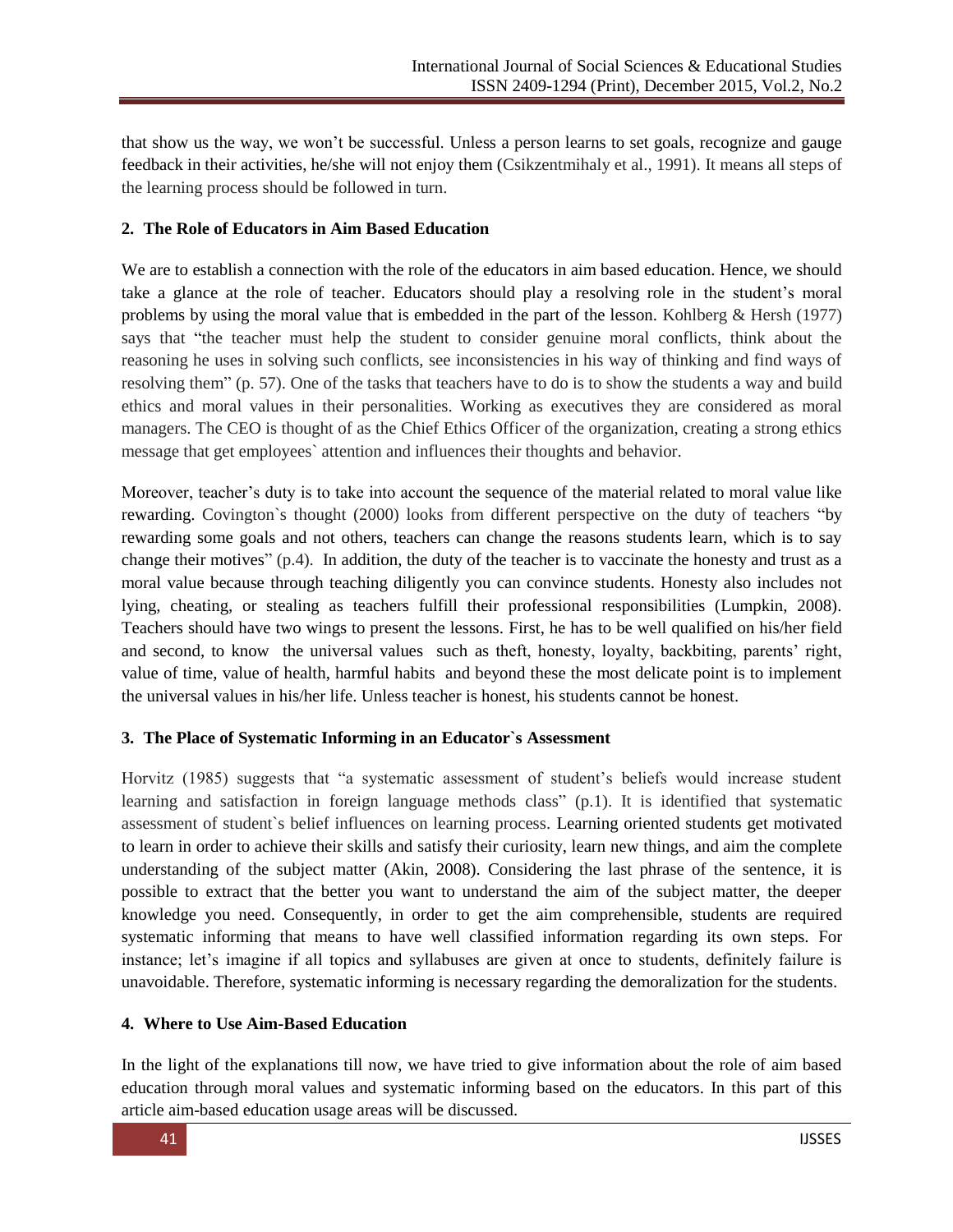that show us the way, we won't be successful. Unless a person learns to set goals, recognize and gauge feedback in their activities, he/she will not enjoy them (Csikzentmihaly et al., 1991). It means all steps of the learning process should be followed in turn.

## 2. The Role of Educators in Aim Based Education

We are to establish a connection with the role of the educators in aim based education. Hence, we should take a glance at the role of teacher. Educators should play a resolving role in the student's moral problems by using the moral value that is embedded in the part of the lesson. Kohlberg & Hersh (1977) says that "the teacher must help the student to consider genuine moral conflicts, think about the reasoning he uses in solving such conflicts, see inconsistencies in his way of thinking and find ways of resolving them" (p. 57). One of the tasks that teachers have to do is to show the students a way and build ethics and moral values in their personalities. Working as executives they are considered as moral managers. The CEO is thought of as the Chief Ethics Officer of the organization, creating a strong ethics message that get employees` attention and influences their thoughts and behavior.

Moreover, teacher's duty is to take into account the sequence of the material related to moral value like rewarding. Covington`s thought (2000) looks from different perspective on the duty of teachers "by rewarding some goals and not others, teachers can change the reasons students learn, which is to say change their motives" (p.4). In addition, the duty of the teacher is to vaccinate the honesty and trust as a moral value because through teaching diligently you can convince students. Honesty also includes not lying, cheating, or stealing as teachers fulfill their professional responsibilities (Lumpkin, 2008). Teachers should have two wings to present the lessons. First, he has to be well qualified on his/her field and second, to know the universal values such as theft, honesty, loyalty, backbiting, parents' right, value of time, value of health, harmful habits and beyond these the most delicate point is to implement the universal values in his/her life. Unless teacher is honest, his students cannot be honest.

## 3. The Place of Systematic Informing in an Educator`s Assessment

Horvitz (1985) suggests that "a systematic assessment of student's beliefs would increase student learning and satisfaction in foreign language methods class" (p.1). It is identified that systematic assessment of student`s belief influences on learning process. Learning oriented students get motivated to learn in order to achieve their skills and satisfy their curiosity, learn new things, and aim the complete understanding of the subject matter (Akin, 2008). Considering the last phrase of the sentence, it is possible to extract that the better you want to understand the aim of the subject matter, the deeper knowledge you need. Consequently, in order to get the aim comprehensible, students are required systematic informing that means to have well classified information regarding its own steps. For instance; let's imagine if all topics and syllabuses are given at once to students, definitely failure is unavoidable. Therefore, systematic informing is necessary regarding the demoralization for the students.

## 4. Where to Use Aim-Based Education

In the light of the explanations till now, we have tried to give information about the role of aim based education through moral values and systematic informing based on the educators. In this part of this article aim-based education usage areas will be discussed.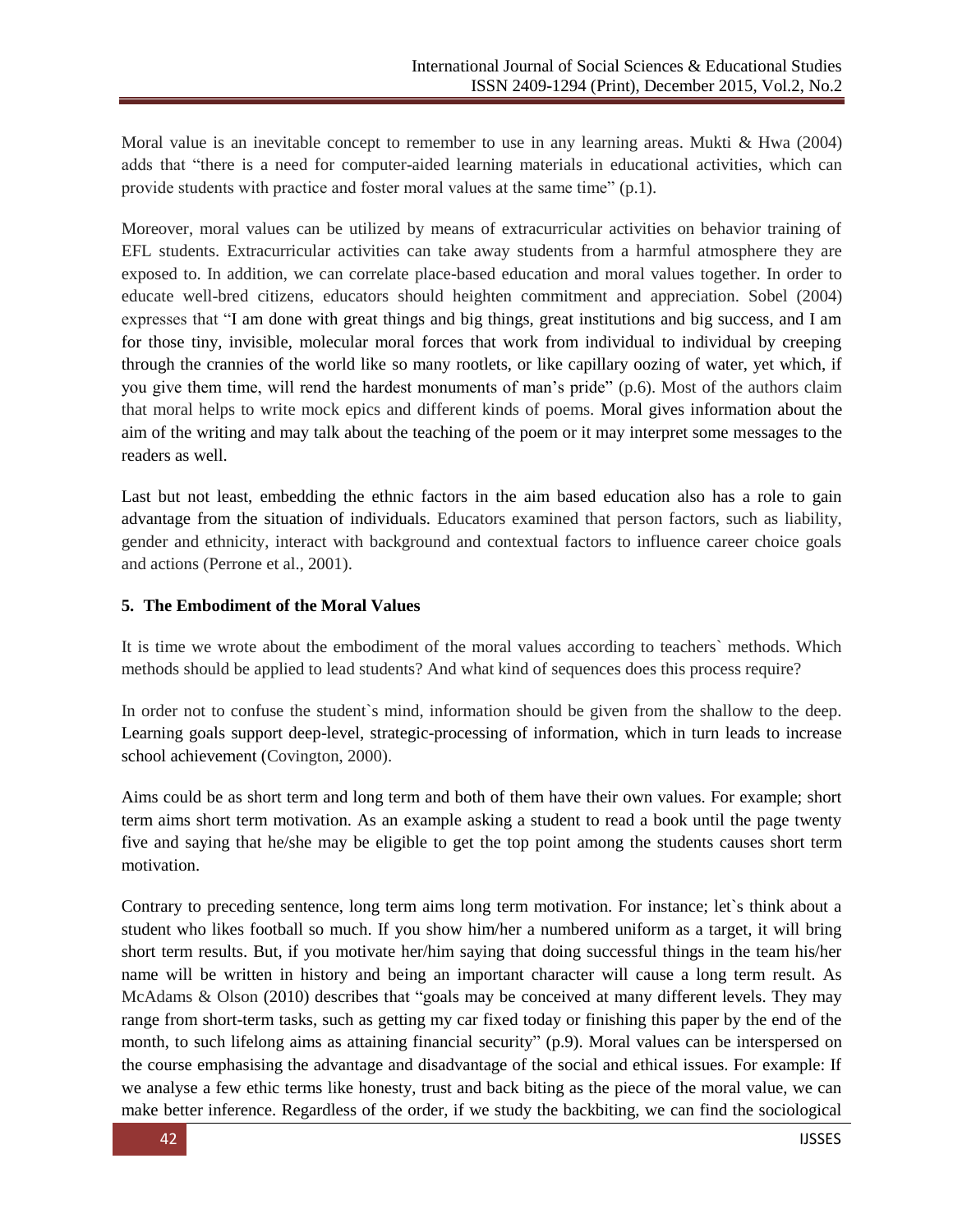Moral value is an inevitable concept to remember to use in any learning areas. Mukti & Hwa (2004) adds that "there is a need for computer-aided learning materials in educational activities, which can provide students with practice and foster moral values at the same time" (p.1).

Moreover, moral values can be utilized by means of extracurricular activities on behavior training of EFL students. Extracurricular activities can take away students from a harmful atmosphere they are exposed to. In addition, we can correlate place-based education and moral values together. In order to educate well-bred citizens, educators should heighten commitment and appreciation. Sobel (2004) expresses that "I am done with great things and big things, great institutions and big success, and I am for those tiny, invisible, molecular moral forces that work from individual to individual by creeping through the crannies of the world like so many rootlets, or like capillary oozing of water, yet which, if you give them time, will rend the hardest monuments of man's pride" (p.6). Most of the authors claim that moral helps to write mock epics and different kinds of poems. Moral gives information about the aim of the writing and may talk about the teaching of the poem or it may interpret some messages to the readers as well.

Last but not least, embedding the ethnic factors in the aim based education also has a role to gain advantage from the situation of individuals. Educators examined that person factors, such as liability, gender and ethnicity, interact with background and contextual factors to influence career choice goals and actions (Perrone et al., 2001).

## 5. The Embodiment of the Moral Values

It is time we wrote about the embodiment of the moral values according to teachers` methods. Which methods should be applied to lead students? And what kind of sequences does this process require?

In order not to confuse the student`s mind, information should be given from the shallow to the deep. Learning goals support deep-level, strategic-processing of information, which in turn leads to increase school achievement (Covington, 2000).

Aims could be as short term and long term and both of them have their own values. For example; short term aims short term motivation. As an example asking a student to read a book until the page twenty five and saying that he/she may be eligible to get the top point among the students causes short term motivation.

Contrary to preceding sentence, long term aims long term motivation. For instance; let`s think about a student who likes football so much. If you show him/her a numbered uniform as a target, it will bring short term results. But, if you motivate her/him saying that doing successful things in the team his/her name will be written in history and being an important character will cause a long term result. As McAdams & Olson (2010) describes that "goals may be conceived at many different levels. They may range from short-term tasks, such as getting my car fixed today or finishing this paper by the end of the month, to such lifelong aims as attaining financial security" (p.9). Moral values can be interspersed on the course emphasising the advantage and disadvantage of the social and ethical issues. For example: If we analyse a few ethic terms like honesty, trust and back biting as the piece of the moral value, we can make better inference. Regardless of the order, if we study the backbiting, we can find the sociological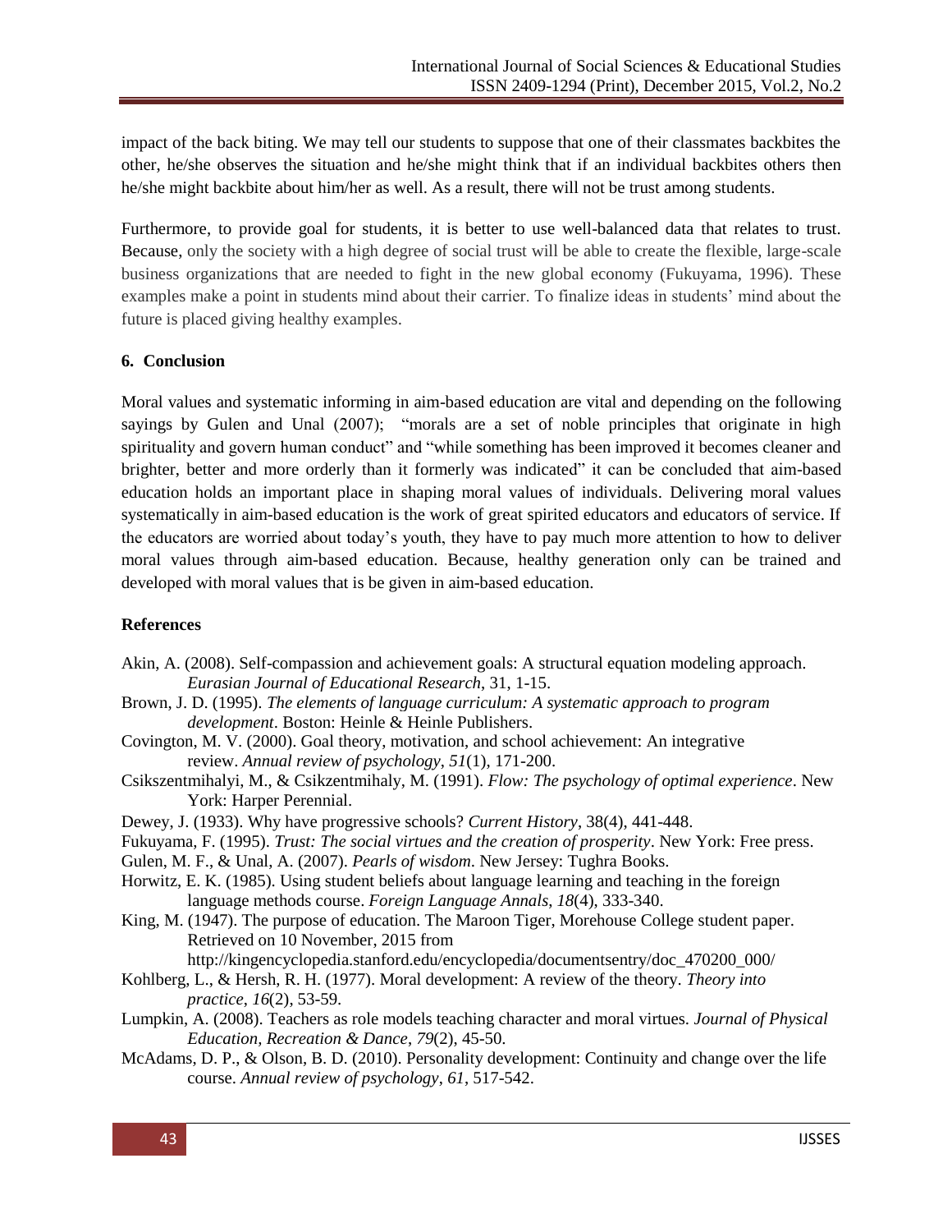impact of the back biting. We may tell our students to suppose that one of their classmates backbites the other, he/she observes the situation and he/she might think that if an individual backbites others then he/she might backbite about him/her as well. As a result, there will not be trust among students.

Furthermore, to provide goal for students, it is better to use well-balanced data that relates to trust. Because, only the society with a high degree of social trust will be able to create the flexible, large-scale business organizations that are needed to fight in the new global economy (Fukuyama, 1996). These examples make a point in students mind about their carrier. To finalize ideas in students' mind about the future is placed giving healthy examples.

## 6. Conclusion

Moral values and systematic informing in aim-based education are vital and depending on the following sayings by Gulen and Unal (2007); "morals are a set of noble principles that originate in high spirituality and govern human conduct" and "while something has been improved it becomes cleaner and brighter, better and more orderly than it formerly was indicated" it can be concluded that aim-based education holds an important place in shaping moral values of individuals. Delivering moral values systematically in aim-based education is the work of great spirited educators and educators of service. If the educators are worried about today's youth, they have to pay much more attention to how to deliver moral values through aim-based education. Because, healthy generation only can be trained and developed with moral values that is be given in aim-based education.

## References

Akin, A. (2008). Self-compassion and achievement goals: A structural equation modeling approach. *Eurasian Journal of Educational Research*, 31, 1-15.

Brown, J. D. (1995). *The elements of language curriculum: A systematic approach to program development*. Boston: Heinle & Heinle Publishers.

Covington, M. V. (2000). Goal theory, motivation, and school achievement: An integrative review. *Annual review of psychology*, *51*(1), 171-200.

Csikszentmihalyi, M., & Csikzentmihaly, M. (1991). *Flow: The psychology of optimal experience*. New York: Harper Perennial.

Dewey, J. (1933). Why have progressive schools? *Current History*, 38(4), 441-448.

Fukuyama, F. (1995). *Trust: The social virtues and the creation of prosperity*. New York: Free press.

Gulen, M. F., & Unal, A. (2007). *Pearls of wisdom*. New Jersey: Tughra Books.

Horwitz, E. K. (1985). Using student beliefs about language learning and teaching in the foreign language methods course. *Foreign Language Annals*, *18*(4), 333-340.

King, M. (1947). The purpose of education. The Maroon Tiger, Morehouse College student paper. Retrieved on 10 November, 2015 from http://kingencyclopedia.stanford.edu/encyclopedia/documentsentry/doc_470200_000/

Kohlberg, L., & Hersh, R. H. (1977). Moral development: A review of the theory. *Theory into practice*, *16*(2), 53-59.

Lumpkin, A. (2008). Teachers as role models teaching character and moral virtues. *Journal of Physical Education, Recreation & Dance*, *79*(2), 45-50.

McAdams, D. P., & Olson, B. D. (2010). Personality development: Continuity and change over the life course. *Annual review of psychology*, *61*, 517-542.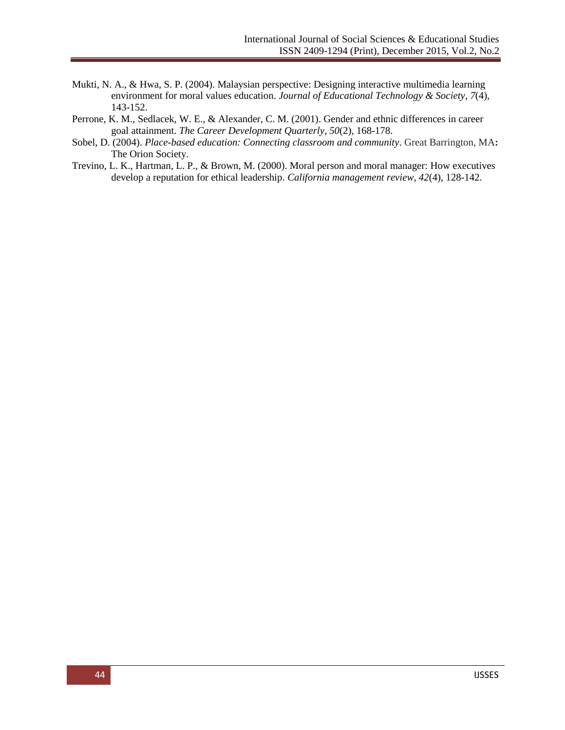Mukti, N. A., & Hwa, S. P. (2004). Malaysian perspective: Designing interactive multimedia learning environment for moral values education. *Journal of Educational Technology & Society*, *7*(4), 143-152.

Perrone, K. M., Sedlacek, W. E., & Alexander, C. M. (2001). Gender and ethnic differences in career goal attainment. *The Career Development Quarterly*, *50*(2), 168-178.

Sobel, D. (2004). *Place-based education: Connecting classroom and community*. Great Barrington, MA**:** The Orion Society.

Trevino, L. K., Hartman, L. P., & Brown, M. (2000). Moral person and moral manager: How executives develop a reputation for ethical leadership. *California management review*, *42*(4), 128-142.